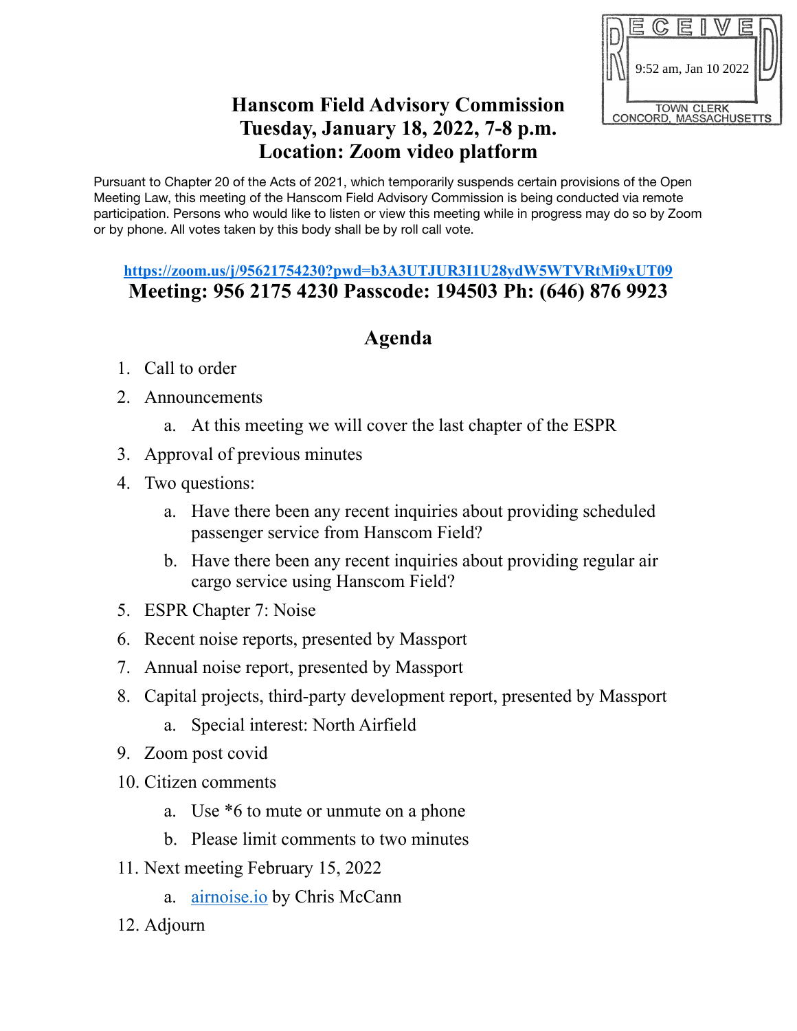RECEIVED
9:52 am, Jan 10 2022
TOWN CLERK
CONCORD, MASSACHUSETTS

# Hanscom Field Advisory Commission
# Tuesday, January 18, 2022, 7-8 p.m.
# Location: Zoom video platform

Pursuant to Chapter 20 of the Acts of 2021, which temporarily suspends certain provisions of the Open Meeting Law, this meeting of the Hanscom Field Advisory Commission is being conducted via remote participation. Persons who would like to listen or view this meeting while in progress may do so by Zoom or by phone. All votes taken by this body shall be by roll call vote.

**https://zoom.us/j/95621754230?pwd=b3A3UTJUR3I1U28ydW5WTVRtMi9xUT09**

**Meeting: 956 2175 4230 Passcode: 194503 Ph: (646) 876 9923**

## Agenda

1. Call to order
2. Announcements
   a. At this meeting we will cover the last chapter of the ESPR
3. Approval of previous minutes
4. Two questions:
   a. Have there been any recent inquiries about providing scheduled passenger service from Hanscom Field?
   b. Have there been any recent inquiries about providing regular air cargo service using Hanscom Field?
5. ESPR Chapter 7: Noise
6. Recent noise reports, presented by Massport
7. Annual noise report, presented by Massport
8. Capital projects, third-party development report, presented by Massport
   a. Special interest: North Airfield
9. Zoom post covid
10. Citizen comments
    a. Use *6 to mute or unmute on a phone
    b. Please limit comments to two minutes
11. Next meeting February 15, 2022
    a. airnoise.io by Chris McCann
12. Adjourn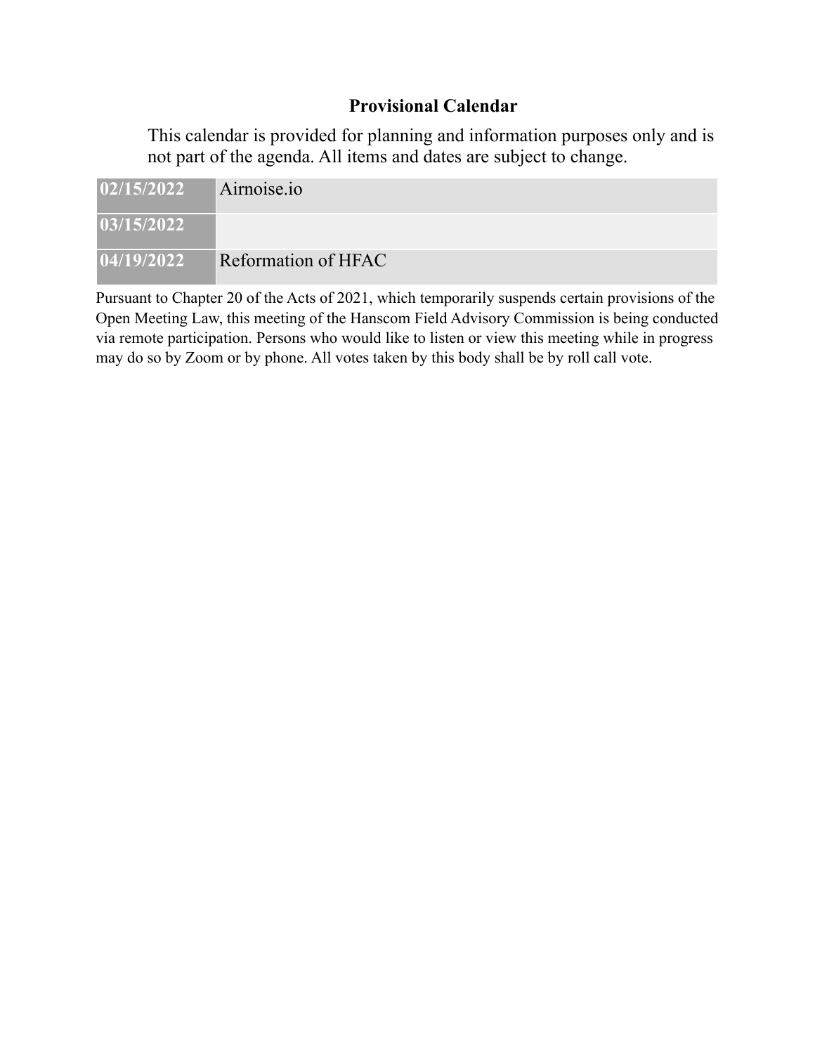## Provisional Calendar

This calendar is provided for planning and information purposes only and is not part of the agenda. All items and dates are subject to change.

| | |
|---|---|
| **02/15/2022** | Airnoise.io |
| **03/15/2022** | |
| **04/19/2022** | Reformation of HFAC |

Pursuant to Chapter 20 of the Acts of 2021, which temporarily suspends certain provisions of the Open Meeting Law, this meeting of the Hanscom Field Advisory Commission is being conducted via remote participation. Persons who would like to listen or view this meeting while in progress may do so by Zoom or by phone. All votes taken by this body shall be by roll call vote.